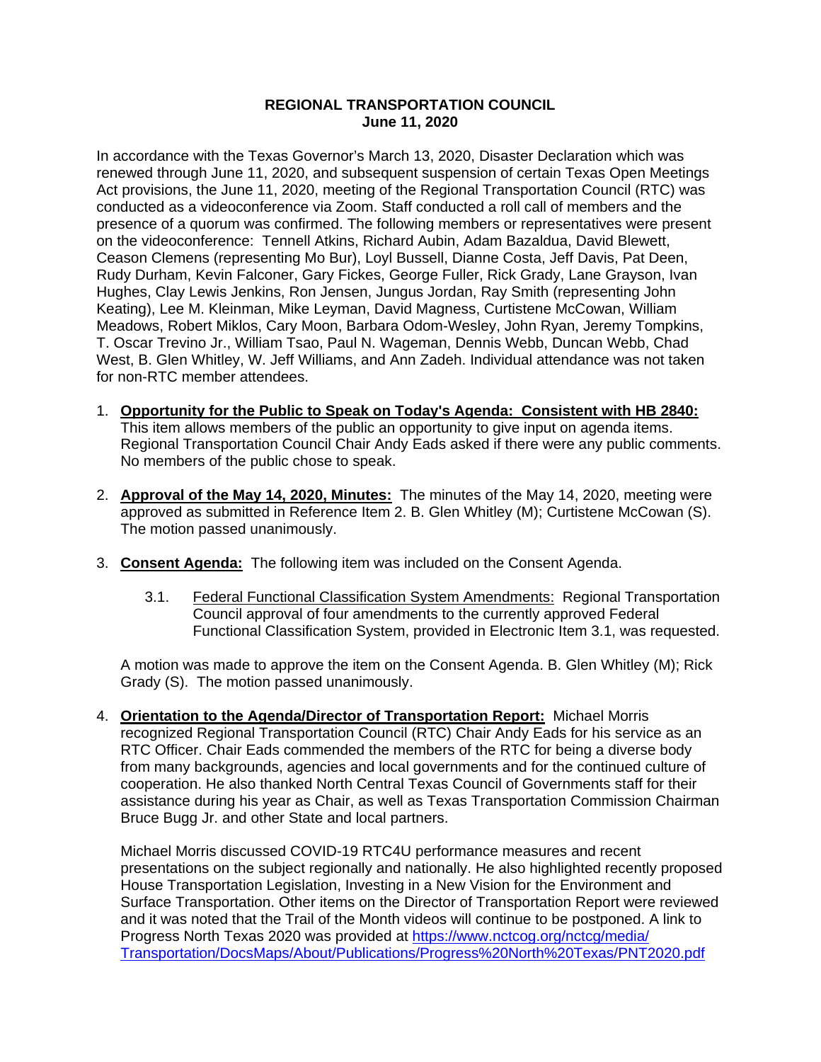# REGIONAL TRANSPORTATION COUNCIL
## June 11, 2020

In accordance with the Texas Governor's March 13, 2020, Disaster Declaration which was renewed through June 11, 2020, and subsequent suspension of certain Texas Open Meetings Act provisions, the June 11, 2020, meeting of the Regional Transportation Council (RTC) was conducted as a videoconference via Zoom. Staff conducted a roll call of members and the presence of a quorum was confirmed. The following members or representatives were present on the videoconference: Tennell Atkins, Richard Aubin, Adam Bazaldua, David Blewett, Ceason Clemens (representing Mo Bur), Loyl Bussell, Dianne Costa, Jeff Davis, Pat Deen, Rudy Durham, Kevin Falconer, Gary Fickes, George Fuller, Rick Grady, Lane Grayson, Ivan Hughes, Clay Lewis Jenkins, Ron Jensen, Jungus Jordan, Ray Smith (representing John Keating), Lee M. Kleinman, Mike Leyman, David Magness, Curtistene McCowan, William Meadows, Robert Miklos, Cary Moon, Barbara Odom-Wesley, John Ryan, Jeremy Tompkins, T. Oscar Trevino Jr., William Tsao, Paul N. Wageman, Dennis Webb, Duncan Webb, Chad West, B. Glen Whitley, W. Jeff Williams, and Ann Zadeh. Individual attendance was not taken for non-RTC member attendees.

1. **Opportunity for the Public to Speak on Today's Agenda: Consistent with HB 2840:** This item allows members of the public an opportunity to give input on agenda items. Regional Transportation Council Chair Andy Eads asked if there were any public comments. No members of the public chose to speak.

2. **Approval of the May 14, 2020, Minutes:** The minutes of the May 14, 2020, meeting were approved as submitted in Reference Item 2. B. Glen Whitley (M); Curtistene McCowan (S). The motion passed unanimously.

3. **Consent Agenda:** The following item was included on the Consent Agenda.

   3.1. Federal Functional Classification System Amendments: Regional Transportation Council approval of four amendments to the currently approved Federal Functional Classification System, provided in Electronic Item 3.1, was requested.

   A motion was made to approve the item on the Consent Agenda. B. Glen Whitley (M); Rick Grady (S). The motion passed unanimously.

4. **Orientation to the Agenda/Director of Transportation Report:** Michael Morris recognized Regional Transportation Council (RTC) Chair Andy Eads for his service as an RTC Officer. Chair Eads commended the members of the RTC for being a diverse body from many backgrounds, agencies and local governments and for the continued culture of cooperation. He also thanked North Central Texas Council of Governments staff for their assistance during his year as Chair, as well as Texas Transportation Commission Chairman Bruce Bugg Jr. and other State and local partners.

   Michael Morris discussed COVID-19 RTC4U performance measures and recent presentations on the subject regionally and nationally. He also highlighted recently proposed House Transportation Legislation, Investing in a New Vision for the Environment and Surface Transportation. Other items on the Director of Transportation Report were reviewed and it was noted that the Trail of the Month videos will continue to be postponed. A link to Progress North Texas 2020 was provided at https://www.nctcog.org/nctcg/media/Transportation/DocsMaps/About/Publications/Progress%20North%20Texas/PNT2020.pdf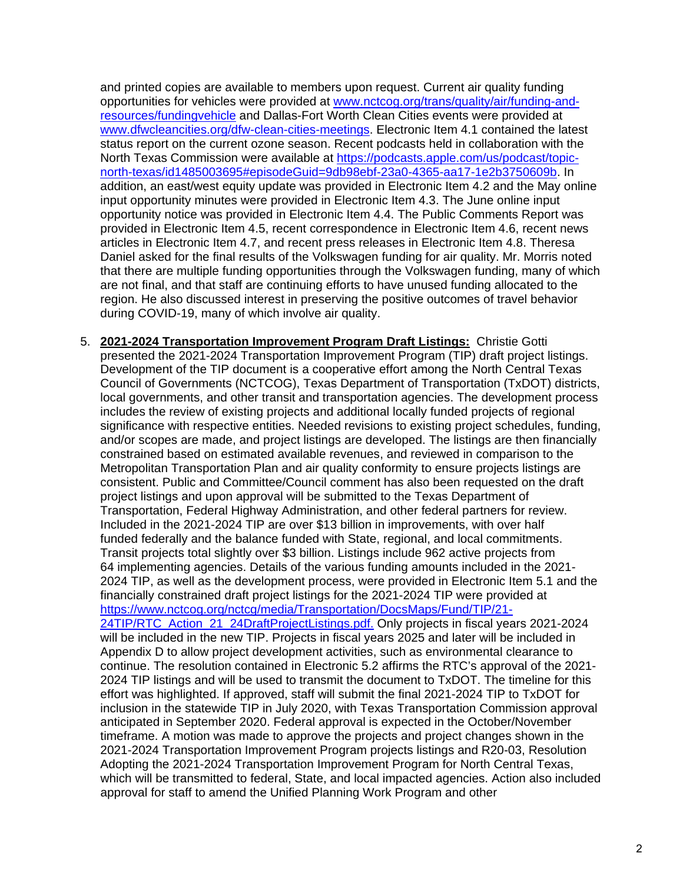and printed copies are available to members upon request. Current air quality funding opportunities for vehicles were provided at [www.nctcog.org/trans/quality/air/funding-and-resources/fundingvehicle](www.nctcog.org/trans/quality/air/funding-and-resources/fundingvehicle) and Dallas-Fort Worth Clean Cities events were provided at [www.dfwcleancities.org/dfw-clean-cities-meetings](www.dfwcleancities.org/dfw-clean-cities-meetings). Electronic Item 4.1 contained the latest status report on the current ozone season. Recent podcasts held in collaboration with the North Texas Commission were available at [https://podcasts.apple.com/us/podcast/topic-north-texas/id1485003695#episodeGuid=9db98ebf-23a0-4365-aa17-1e2b3750609b](https://podcasts.apple.com/us/podcast/topic-north-texas/id1485003695#episodeGuid=9db98ebf-23a0-4365-aa17-1e2b3750609b). In addition, an east/west equity update was provided in Electronic Item 4.2 and the May online input opportunity minutes were provided in Electronic Item 4.3. The June online input opportunity notice was provided in Electronic Item 4.4. The Public Comments Report was provided in Electronic Item 4.5, recent correspondence in Electronic Item 4.6, recent news articles in Electronic Item 4.7, and recent press releases in Electronic Item 4.8. Theresa Daniel asked for the final results of the Volkswagen funding for air quality. Mr. Morris noted that there are multiple funding opportunities through the Volkswagen funding, many of which are not final, and that staff are continuing efforts to have unused funding allocated to the region. He also discussed interest in preserving the positive outcomes of travel behavior during COVID-19, many of which involve air quality.

5. **2021-2024 Transportation Improvement Program Draft Listings:** Christie Gotti presented the 2021-2024 Transportation Improvement Program (TIP) draft project listings. Development of the TIP document is a cooperative effort among the North Central Texas Council of Governments (NCTCOG), Texas Department of Transportation (TxDOT) districts, local governments, and other transit and transportation agencies. The development process includes the review of existing projects and additional locally funded projects of regional significance with respective entities. Needed revisions to existing project schedules, funding, and/or scopes are made, and project listings are developed. The listings are then financially constrained based on estimated available revenues, and reviewed in comparison to the Metropolitan Transportation Plan and air quality conformity to ensure projects listings are consistent. Public and Committee/Council comment has also been requested on the draft project listings and upon approval will be submitted to the Texas Department of Transportation, Federal Highway Administration, and other federal partners for review. Included in the 2021-2024 TIP are over $13 billion in improvements, with over half funded federally and the balance funded with State, regional, and local commitments. Transit projects total slightly over $3 billion. Listings include 962 active projects from 64 implementing agencies. Details of the various funding amounts included in the 2021-2024 TIP, as well as the development process, were provided in Electronic Item 5.1 and the financially constrained draft project listings for the 2021-2024 TIP were provided at [https://www.nctcog.org/nctcg/media/Transportation/DocsMaps/Fund/TIP/21-24TIP/RTC_Action_21_24DraftProjectListings.pdf](https://www.nctcog.org/nctcg/media/Transportation/DocsMaps/Fund/TIP/21-24TIP/RTC_Action_21_24DraftProjectListings.pdf). Only projects in fiscal years 2021-2024 will be included in the new TIP. Projects in fiscal years 2025 and later will be included in Appendix D to allow project development activities, such as environmental clearance to continue. The resolution contained in Electronic 5.2 affirms the RTC's approval of the 2021-2024 TIP listings and will be used to transmit the document to TxDOT. The timeline for this effort was highlighted. If approved, staff will submit the final 2021-2024 TIP to TxDOT for inclusion in the statewide TIP in July 2020, with Texas Transportation Commission approval anticipated in September 2020. Federal approval is expected in the October/November timeframe. A motion was made to approve the projects and project changes shown in the 2021-2024 Transportation Improvement Program projects listings and R20-03, Resolution Adopting the 2021-2024 Transportation Improvement Program for North Central Texas, which will be transmitted to federal, State, and local impacted agencies. Action also included approval for staff to amend the Unified Planning Work Program and other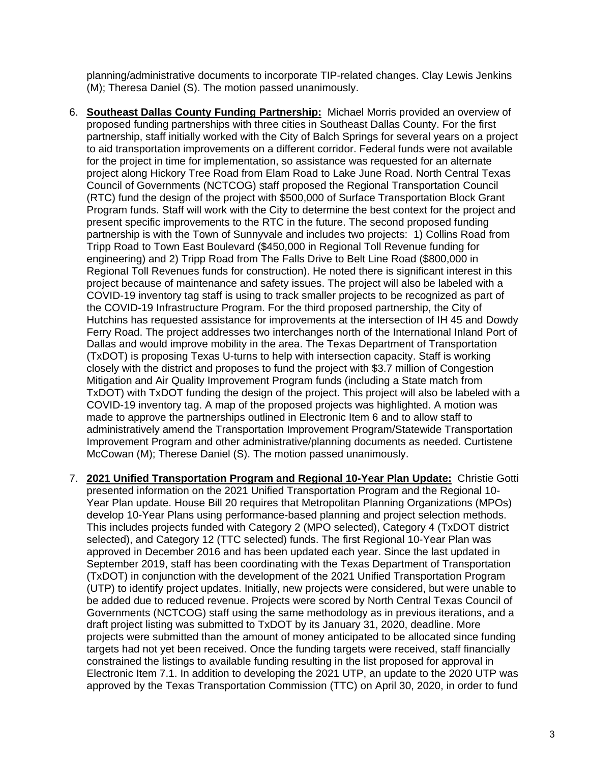planning/administrative documents to incorporate TIP-related changes. Clay Lewis Jenkins (M); Theresa Daniel (S). The motion passed unanimously.

6. **Southeast Dallas County Funding Partnership:** Michael Morris provided an overview of proposed funding partnerships with three cities in Southeast Dallas County. For the first partnership, staff initially worked with the City of Balch Springs for several years on a project to aid transportation improvements on a different corridor. Federal funds were not available for the project in time for implementation, so assistance was requested for an alternate project along Hickory Tree Road from Elam Road to Lake June Road. North Central Texas Council of Governments (NCTCOG) staff proposed the Regional Transportation Council (RTC) fund the design of the project with $500,000 of Surface Transportation Block Grant Program funds. Staff will work with the City to determine the best context for the project and present specific improvements to the RTC in the future. The second proposed funding partnership is with the Town of Sunnyvale and includes two projects: 1) Collins Road from Tripp Road to Town East Boulevard ($450,000 in Regional Toll Revenue funding for engineering) and 2) Tripp Road from The Falls Drive to Belt Line Road ($800,000 in Regional Toll Revenues funds for construction). He noted there is significant interest in this project because of maintenance and safety issues. The project will also be labeled with a COVID-19 inventory tag staff is using to track smaller projects to be recognized as part of the COVID-19 Infrastructure Program. For the third proposed partnership, the City of Hutchins has requested assistance for improvements at the intersection of IH 45 and Dowdy Ferry Road. The project addresses two interchanges north of the International Inland Port of Dallas and would improve mobility in the area. The Texas Department of Transportation (TxDOT) is proposing Texas U-turns to help with intersection capacity. Staff is working closely with the district and proposes to fund the project with $3.7 million of Congestion Mitigation and Air Quality Improvement Program funds (including a State match from TxDOT) with TxDOT funding the design of the project. This project will also be labeled with a COVID-19 inventory tag. A map of the proposed projects was highlighted. A motion was made to approve the partnerships outlined in Electronic Item 6 and to allow staff to administratively amend the Transportation Improvement Program/Statewide Transportation Improvement Program and other administrative/planning documents as needed. Curtistene McCowan (M); Therese Daniel (S). The motion passed unanimously.

7. **2021 Unified Transportation Program and Regional 10-Year Plan Update:** Christie Gotti presented information on the 2021 Unified Transportation Program and the Regional 10-Year Plan update. House Bill 20 requires that Metropolitan Planning Organizations (MPOs) develop 10-Year Plans using performance-based planning and project selection methods. This includes projects funded with Category 2 (MPO selected), Category 4 (TxDOT district selected), and Category 12 (TTC selected) funds. The first Regional 10-Year Plan was approved in December 2016 and has been updated each year. Since the last updated in September 2019, staff has been coordinating with the Texas Department of Transportation (TxDOT) in conjunction with the development of the 2021 Unified Transportation Program (UTP) to identify project updates. Initially, new projects were considered, but were unable to be added due to reduced revenue. Projects were scored by North Central Texas Council of Governments (NCTCOG) staff using the same methodology as in previous iterations, and a draft project listing was submitted to TxDOT by its January 31, 2020, deadline. More projects were submitted than the amount of money anticipated to be allocated since funding targets had not yet been received. Once the funding targets were received, staff financially constrained the listings to available funding resulting in the list proposed for approval in Electronic Item 7.1. In addition to developing the 2021 UTP, an update to the 2020 UTP was approved by the Texas Transportation Commission (TTC) on April 30, 2020, in order to fund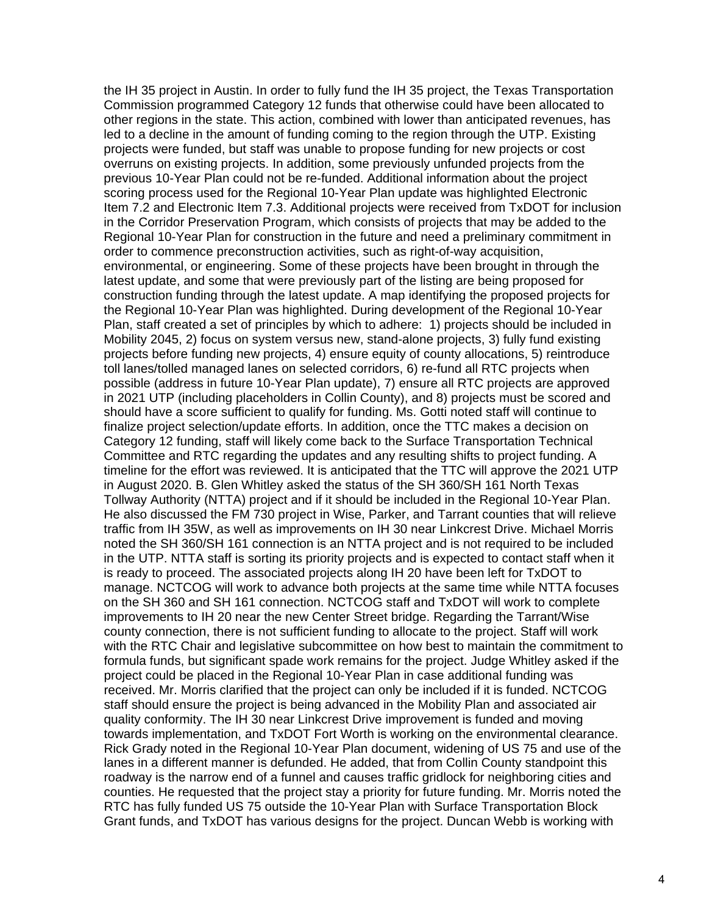the IH 35 project in Austin. In order to fully fund the IH 35 project, the Texas Transportation Commission programmed Category 12 funds that otherwise could have been allocated to other regions in the state. This action, combined with lower than anticipated revenues, has led to a decline in the amount of funding coming to the region through the UTP. Existing projects were funded, but staff was unable to propose funding for new projects or cost overruns on existing projects. In addition, some previously unfunded projects from the previous 10-Year Plan could not be re-funded. Additional information about the project scoring process used for the Regional 10-Year Plan update was highlighted Electronic Item 7.2 and Electronic Item 7.3. Additional projects were received from TxDOT for inclusion in the Corridor Preservation Program, which consists of projects that may be added to the Regional 10-Year Plan for construction in the future and need a preliminary commitment in order to commence preconstruction activities, such as right-of-way acquisition, environmental, or engineering. Some of these projects have been brought in through the latest update, and some that were previously part of the listing are being proposed for construction funding through the latest update. A map identifying the proposed projects for the Regional 10-Year Plan was highlighted. During development of the Regional 10-Year Plan, staff created a set of principles by which to adhere: 1) projects should be included in Mobility 2045, 2) focus on system versus new, stand-alone projects, 3) fully fund existing projects before funding new projects, 4) ensure equity of county allocations, 5) reintroduce toll lanes/tolled managed lanes on selected corridors, 6) re-fund all RTC projects when possible (address in future 10-Year Plan update), 7) ensure all RTC projects are approved in 2021 UTP (including placeholders in Collin County), and 8) projects must be scored and should have a score sufficient to qualify for funding. Ms. Gotti noted staff will continue to finalize project selection/update efforts. In addition, once the TTC makes a decision on Category 12 funding, staff will likely come back to the Surface Transportation Technical Committee and RTC regarding the updates and any resulting shifts to project funding. A timeline for the effort was reviewed. It is anticipated that the TTC will approve the 2021 UTP in August 2020. B. Glen Whitley asked the status of the SH 360/SH 161 North Texas Tollway Authority (NTTA) project and if it should be included in the Regional 10-Year Plan. He also discussed the FM 730 project in Wise, Parker, and Tarrant counties that will relieve traffic from IH 35W, as well as improvements on IH 30 near Linkcrest Drive. Michael Morris noted the SH 360/SH 161 connection is an NTTA project and is not required to be included in the UTP. NTTA staff is sorting its priority projects and is expected to contact staff when it is ready to proceed. The associated projects along IH 20 have been left for TxDOT to manage. NCTCOG will work to advance both projects at the same time while NTTA focuses on the SH 360 and SH 161 connection. NCTCOG staff and TxDOT will work to complete improvements to IH 20 near the new Center Street bridge. Regarding the Tarrant/Wise county connection, there is not sufficient funding to allocate to the project. Staff will work with the RTC Chair and legislative subcommittee on how best to maintain the commitment to formula funds, but significant spade work remains for the project. Judge Whitley asked if the project could be placed in the Regional 10-Year Plan in case additional funding was received. Mr. Morris clarified that the project can only be included if it is funded. NCTCOG staff should ensure the project is being advanced in the Mobility Plan and associated air quality conformity. The IH 30 near Linkcrest Drive improvement is funded and moving towards implementation, and TxDOT Fort Worth is working on the environmental clearance. Rick Grady noted in the Regional 10-Year Plan document, widening of US 75 and use of the lanes in a different manner is defunded. He added, that from Collin County standpoint this roadway is the narrow end of a funnel and causes traffic gridlock for neighboring cities and counties. He requested that the project stay a priority for future funding. Mr. Morris noted the RTC has fully funded US 75 outside the 10-Year Plan with Surface Transportation Block Grant funds, and TxDOT has various designs for the project. Duncan Webb is working with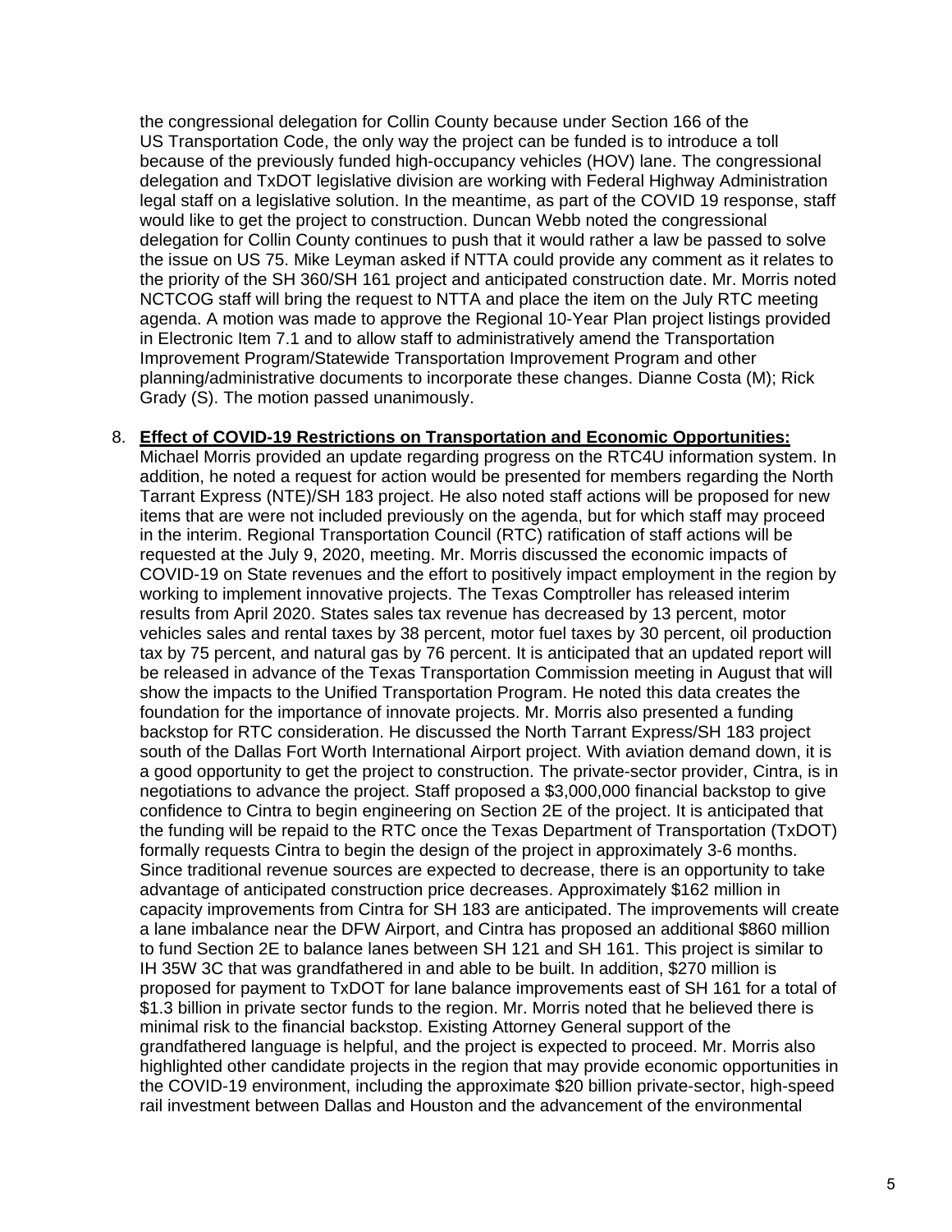the congressional delegation for Collin County because under Section 166 of the US Transportation Code, the only way the project can be funded is to introduce a toll because of the previously funded high-occupancy vehicles (HOV) lane. The congressional delegation and TxDOT legislative division are working with Federal Highway Administration legal staff on a legislative solution. In the meantime, as part of the COVID 19 response, staff would like to get the project to construction. Duncan Webb noted the congressional delegation for Collin County continues to push that it would rather a law be passed to solve the issue on US 75. Mike Leyman asked if NTTA could provide any comment as it relates to the priority of the SH 360/SH 161 project and anticipated construction date. Mr. Morris noted NCTCOG staff will bring the request to NTTA and place the item on the July RTC meeting agenda. A motion was made to approve the Regional 10-Year Plan project listings provided in Electronic Item 7.1 and to allow staff to administratively amend the Transportation Improvement Program/Statewide Transportation Improvement Program and other planning/administrative documents to incorporate these changes. Dianne Costa (M); Rick Grady (S). The motion passed unanimously.

8. **Effect of COVID-19 Restrictions on Transportation and Economic Opportunities:** Michael Morris provided an update regarding progress on the RTC4U information system. In addition, he noted a request for action would be presented for members regarding the North Tarrant Express (NTE)/SH 183 project. He also noted staff actions will be proposed for new items that are were not included previously on the agenda, but for which staff may proceed in the interim. Regional Transportation Council (RTC) ratification of staff actions will be requested at the July 9, 2020, meeting. Mr. Morris discussed the economic impacts of COVID-19 on State revenues and the effort to positively impact employment in the region by working to implement innovative projects. The Texas Comptroller has released interim results from April 2020. States sales tax revenue has decreased by 13 percent, motor vehicles sales and rental taxes by 38 percent, motor fuel taxes by 30 percent, oil production tax by 75 percent, and natural gas by 76 percent. It is anticipated that an updated report will be released in advance of the Texas Transportation Commission meeting in August that will show the impacts to the Unified Transportation Program. He noted this data creates the foundation for the importance of innovate projects. Mr. Morris also presented a funding backstop for RTC consideration. He discussed the North Tarrant Express/SH 183 project south of the Dallas Fort Worth International Airport project. With aviation demand down, it is a good opportunity to get the project to construction. The private-sector provider, Cintra, is in negotiations to advance the project. Staff proposed a $3,000,000 financial backstop to give confidence to Cintra to begin engineering on Section 2E of the project. It is anticipated that the funding will be repaid to the RTC once the Texas Department of Transportation (TxDOT) formally requests Cintra to begin the design of the project in approximately 3-6 months. Since traditional revenue sources are expected to decrease, there is an opportunity to take advantage of anticipated construction price decreases. Approximately $162 million in capacity improvements from Cintra for SH 183 are anticipated. The improvements will create a lane imbalance near the DFW Airport, and Cintra has proposed an additional $860 million to fund Section 2E to balance lanes between SH 121 and SH 161. This project is similar to IH 35W 3C that was grandfathered in and able to be built. In addition, $270 million is proposed for payment to TxDOT for lane balance improvements east of SH 161 for a total of $1.3 billion in private sector funds to the region. Mr. Morris noted that he believed there is minimal risk to the financial backstop. Existing Attorney General support of the grandfathered language is helpful, and the project is expected to proceed. Mr. Morris also highlighted other candidate projects in the region that may provide economic opportunities in the COVID-19 environment, including the approximate $20 billion private-sector, high-speed rail investment between Dallas and Houston and the advancement of the environmental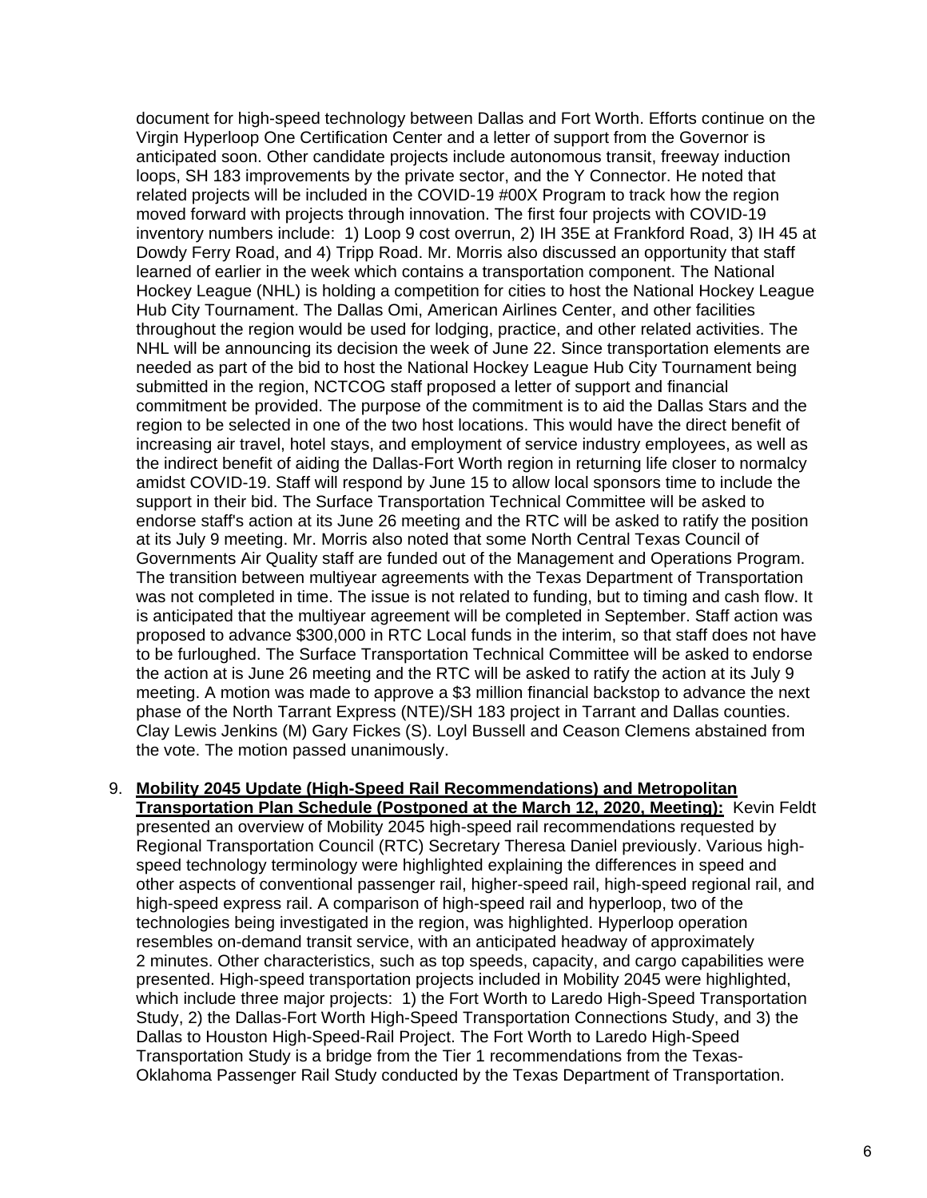document for high-speed technology between Dallas and Fort Worth. Efforts continue on the Virgin Hyperloop One Certification Center and a letter of support from the Governor is anticipated soon. Other candidate projects include autonomous transit, freeway induction loops, SH 183 improvements by the private sector, and the Y Connector. He noted that related projects will be included in the COVID-19 #00X Program to track how the region moved forward with projects through innovation. The first four projects with COVID-19 inventory numbers include: 1) Loop 9 cost overrun, 2) IH 35E at Frankford Road, 3) IH 45 at Dowdy Ferry Road, and 4) Tripp Road. Mr. Morris also discussed an opportunity that staff learned of earlier in the week which contains a transportation component. The National Hockey League (NHL) is holding a competition for cities to host the National Hockey League Hub City Tournament. The Dallas Omi, American Airlines Center, and other facilities throughout the region would be used for lodging, practice, and other related activities. The NHL will be announcing its decision the week of June 22. Since transportation elements are needed as part of the bid to host the National Hockey League Hub City Tournament being submitted in the region, NCTCOG staff proposed a letter of support and financial commitment be provided. The purpose of the commitment is to aid the Dallas Stars and the region to be selected in one of the two host locations. This would have the direct benefit of increasing air travel, hotel stays, and employment of service industry employees, as well as the indirect benefit of aiding the Dallas-Fort Worth region in returning life closer to normalcy amidst COVID-19. Staff will respond by June 15 to allow local sponsors time to include the support in their bid. The Surface Transportation Technical Committee will be asked to endorse staff's action at its June 26 meeting and the RTC will be asked to ratify the position at its July 9 meeting. Mr. Morris also noted that some North Central Texas Council of Governments Air Quality staff are funded out of the Management and Operations Program. The transition between multiyear agreements with the Texas Department of Transportation was not completed in time. The issue is not related to funding, but to timing and cash flow. It is anticipated that the multiyear agreement will be completed in September. Staff action was proposed to advance $300,000 in RTC Local funds in the interim, so that staff does not have to be furloughed. The Surface Transportation Technical Committee will be asked to endorse the action at is June 26 meeting and the RTC will be asked to ratify the action at its July 9 meeting. A motion was made to approve a $3 million financial backstop to advance the next phase of the North Tarrant Express (NTE)/SH 183 project in Tarrant and Dallas counties. Clay Lewis Jenkins (M) Gary Fickes (S). Loyl Bussell and Ceason Clemens abstained from the vote. The motion passed unanimously.

9. **Mobility 2045 Update (High-Speed Rail Recommendations) and Metropolitan Transportation Plan Schedule (Postponed at the March 12, 2020, Meeting):** Kevin Feldt presented an overview of Mobility 2045 high-speed rail recommendations requested by Regional Transportation Council (RTC) Secretary Theresa Daniel previously. Various high-speed technology terminology were highlighted explaining the differences in speed and other aspects of conventional passenger rail, higher-speed rail, high-speed regional rail, and high-speed express rail. A comparison of high-speed rail and hyperloop, two of the technologies being investigated in the region, was highlighted. Hyperloop operation resembles on-demand transit service, with an anticipated headway of approximately 2 minutes. Other characteristics, such as top speeds, capacity, and cargo capabilities were presented. High-speed transportation projects included in Mobility 2045 were highlighted, which include three major projects: 1) the Fort Worth to Laredo High-Speed Transportation Study, 2) the Dallas-Fort Worth High-Speed Transportation Connections Study, and 3) the Dallas to Houston High-Speed-Rail Project. The Fort Worth to Laredo High-Speed Transportation Study is a bridge from the Tier 1 recommendations from the Texas-Oklahoma Passenger Rail Study conducted by the Texas Department of Transportation.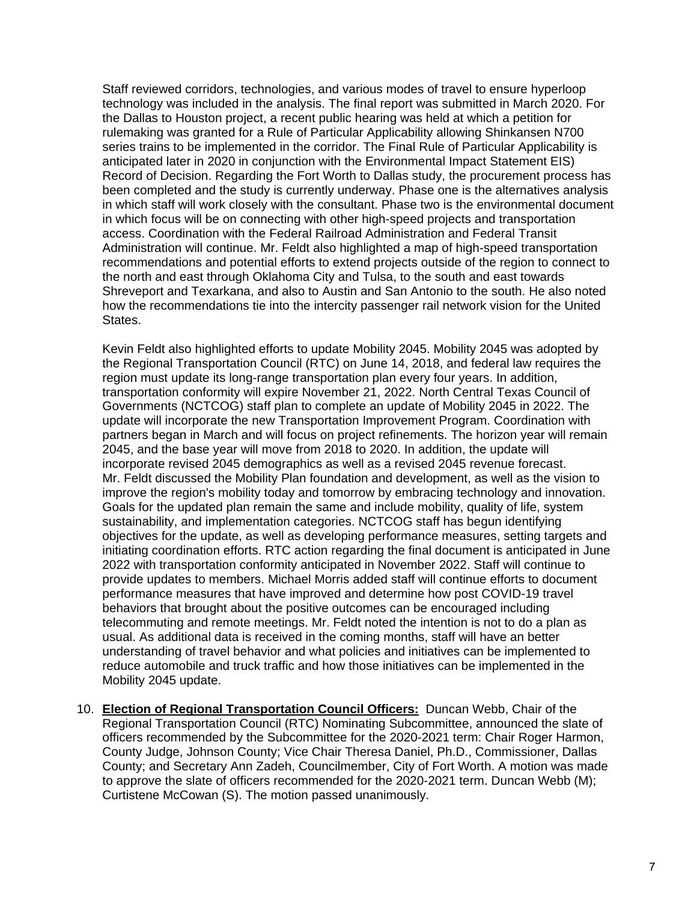Staff reviewed corridors, technologies, and various modes of travel to ensure hyperloop technology was included in the analysis. The final report was submitted in March 2020. For the Dallas to Houston project, a recent public hearing was held at which a petition for rulemaking was granted for a Rule of Particular Applicability allowing Shinkansen N700 series trains to be implemented in the corridor. The Final Rule of Particular Applicability is anticipated later in 2020 in conjunction with the Environmental Impact Statement EIS) Record of Decision. Regarding the Fort Worth to Dallas study, the procurement process has been completed and the study is currently underway. Phase one is the alternatives analysis in which staff will work closely with the consultant. Phase two is the environmental document in which focus will be on connecting with other high-speed projects and transportation access. Coordination with the Federal Railroad Administration and Federal Transit Administration will continue. Mr. Feldt also highlighted a map of high-speed transportation recommendations and potential efforts to extend projects outside of the region to connect to the north and east through Oklahoma City and Tulsa, to the south and east towards Shreveport and Texarkana, and also to Austin and San Antonio to the south. He also noted how the recommendations tie into the intercity passenger rail network vision for the United States.

Kevin Feldt also highlighted efforts to update Mobility 2045. Mobility 2045 was adopted by the Regional Transportation Council (RTC) on June 14, 2018, and federal law requires the region must update its long-range transportation plan every four years. In addition, transportation conformity will expire November 21, 2022. North Central Texas Council of Governments (NCTCOG) staff plan to complete an update of Mobility 2045 in 2022. The update will incorporate the new Transportation Improvement Program. Coordination with partners began in March and will focus on project refinements. The horizon year will remain 2045, and the base year will move from 2018 to 2020. In addition, the update will incorporate revised 2045 demographics as well as a revised 2045 revenue forecast. Mr. Feldt discussed the Mobility Plan foundation and development, as well as the vision to improve the region's mobility today and tomorrow by embracing technology and innovation. Goals for the updated plan remain the same and include mobility, quality of life, system sustainability, and implementation categories. NCTCOG staff has begun identifying objectives for the update, as well as developing performance measures, setting targets and initiating coordination efforts. RTC action regarding the final document is anticipated in June 2022 with transportation conformity anticipated in November 2022. Staff will continue to provide updates to members. Michael Morris added staff will continue efforts to document performance measures that have improved and determine how post COVID-19 travel behaviors that brought about the positive outcomes can be encouraged including telecommuting and remote meetings. Mr. Feldt noted the intention is not to do a plan as usual. As additional data is received in the coming months, staff will have an better understanding of travel behavior and what policies and initiatives can be implemented to reduce automobile and truck traffic and how those initiatives can be implemented in the Mobility 2045 update.

10. **Election of Regional Transportation Council Officers:** Duncan Webb, Chair of the Regional Transportation Council (RTC) Nominating Subcommittee, announced the slate of officers recommended by the Subcommittee for the 2020-2021 term: Chair Roger Harmon, County Judge, Johnson County; Vice Chair Theresa Daniel, Ph.D., Commissioner, Dallas County; and Secretary Ann Zadeh, Councilmember, City of Fort Worth. A motion was made to approve the slate of officers recommended for the 2020-2021 term. Duncan Webb (M); Curtistene McCowan (S). The motion passed unanimously.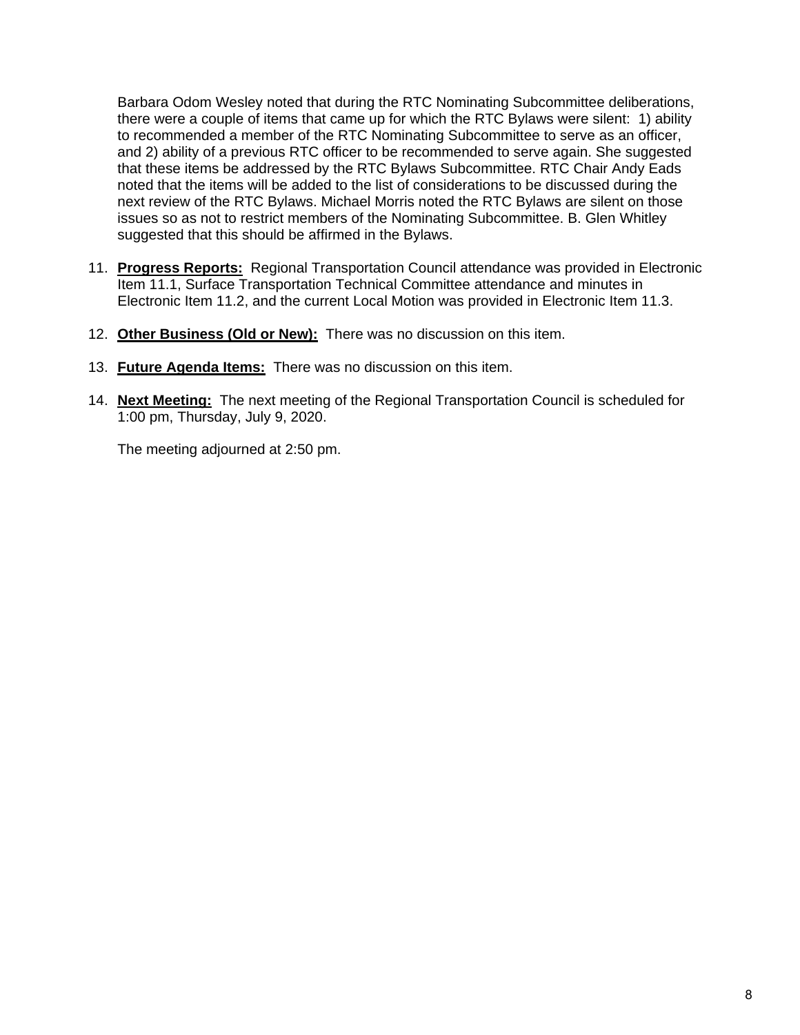Barbara Odom Wesley noted that during the RTC Nominating Subcommittee deliberations, there were a couple of items that came up for which the RTC Bylaws were silent: 1) ability to recommended a member of the RTC Nominating Subcommittee to serve as an officer, and 2) ability of a previous RTC officer to be recommended to serve again. She suggested that these items be addressed by the RTC Bylaws Subcommittee. RTC Chair Andy Eads noted that the items will be added to the list of considerations to be discussed during the next review of the RTC Bylaws. Michael Morris noted the RTC Bylaws are silent on those issues so as not to restrict members of the Nominating Subcommittee. B. Glen Whitley suggested that this should be affirmed in the Bylaws.

11. **Progress Reports:** Regional Transportation Council attendance was provided in Electronic Item 11.1, Surface Transportation Technical Committee attendance and minutes in Electronic Item 11.2, and the current Local Motion was provided in Electronic Item 11.3.

12. **Other Business (Old or New):** There was no discussion on this item.

13. **Future Agenda Items:** There was no discussion on this item.

14. **Next Meeting:** The next meeting of the Regional Transportation Council is scheduled for 1:00 pm, Thursday, July 9, 2020.

    The meeting adjourned at 2:50 pm.